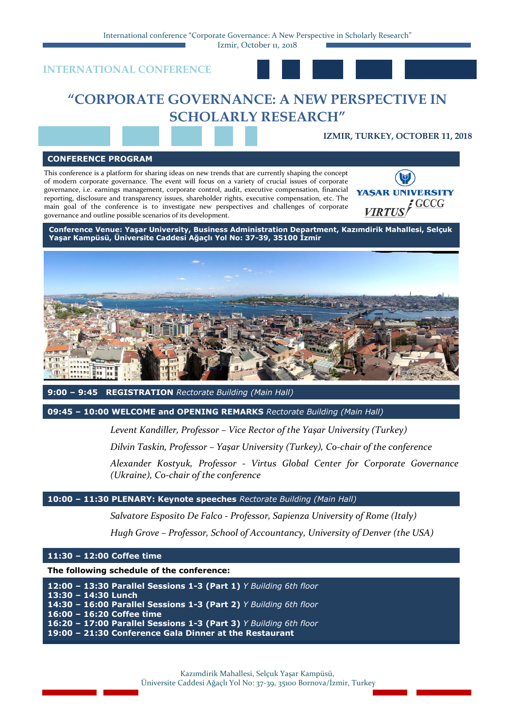INTERNATIONAL CONFERENCE

# "CORPORATE GOVERNANCE: A NEW PERSPECTIVE IN SCHOLARLY RESEARCH"

**IZMIR, TURKEY, OCTOBER 11, 2018**

## CONFERENCE PROGRAM

This conference is a platform for sharing ideas on new trends that are currently shaping the concept of modern corporate governance. The event will focus on a variety of crucial issues of corporate governance, i.e. earnings management, corporate control, audit, executive compensation, financial reporting, disclosure and transparency issues, shareholder rights, executive compensation, etc. The main goal of the conference is to investigate new perspectives and challenges of corporate governance and outline possible scenarios of its development.

YAŞAR UNIVERSITY

VIRTUS GCCG

**Conference Venue: Yaşar University, Business Administration Department, Kazımdirik Mahallesi, Selçuk Yaşar Kampüsü, Üniversite Caddesi Ağaçlı Yol No: 37-39, 35100 İzmir**

**9:00 – 9:45 REGISTRATION** *Rectorate Building (Main Hall)*

**09:45 – 10:00 WELCOME and OPENING REMARKS** *Rectorate Building (Main Hall)*

*Levent Kandiller, Professor – Vice Rector of the Yaşar University (Turkey)*

*Dilvin Taskin, Professor – Yaşar University (Turkey), Co-chair of the conference*

*Alexander Kostyuk, Professor - Virtus Global Center for Corporate Governance (Ukraine), Co-chair of the conference*

**10:00 – 11:30 PLENARY: Keynote speeches** *Rectorate Building (Main Hall)*

*Salvatore Esposito De Falco - Professor, Sapienza University of Rome (Italy)*

*Hugh Grove – Professor, School of Accountancy, University of Denver (the USA)*

**11:30 – 12:00 Coffee time**

**The following schedule of the conference:**

**12:00 – 13:30 Parallel Sessions 1-3 (Part 1)** *Y Building 6th floor*
**13:30 – 14:30 Lunch**
**14:30 – 16:00 Parallel Sessions 1-3 (Part 2)** *Y Building 6th floor*
**16:00 – 16:20 Coffee time**
**16:20 – 17:00 Parallel Sessions 1-3 (Part 3)** *Y Building 6th floor*
**19:00 – 21:30 Conference Gala Dinner at the Restaurant**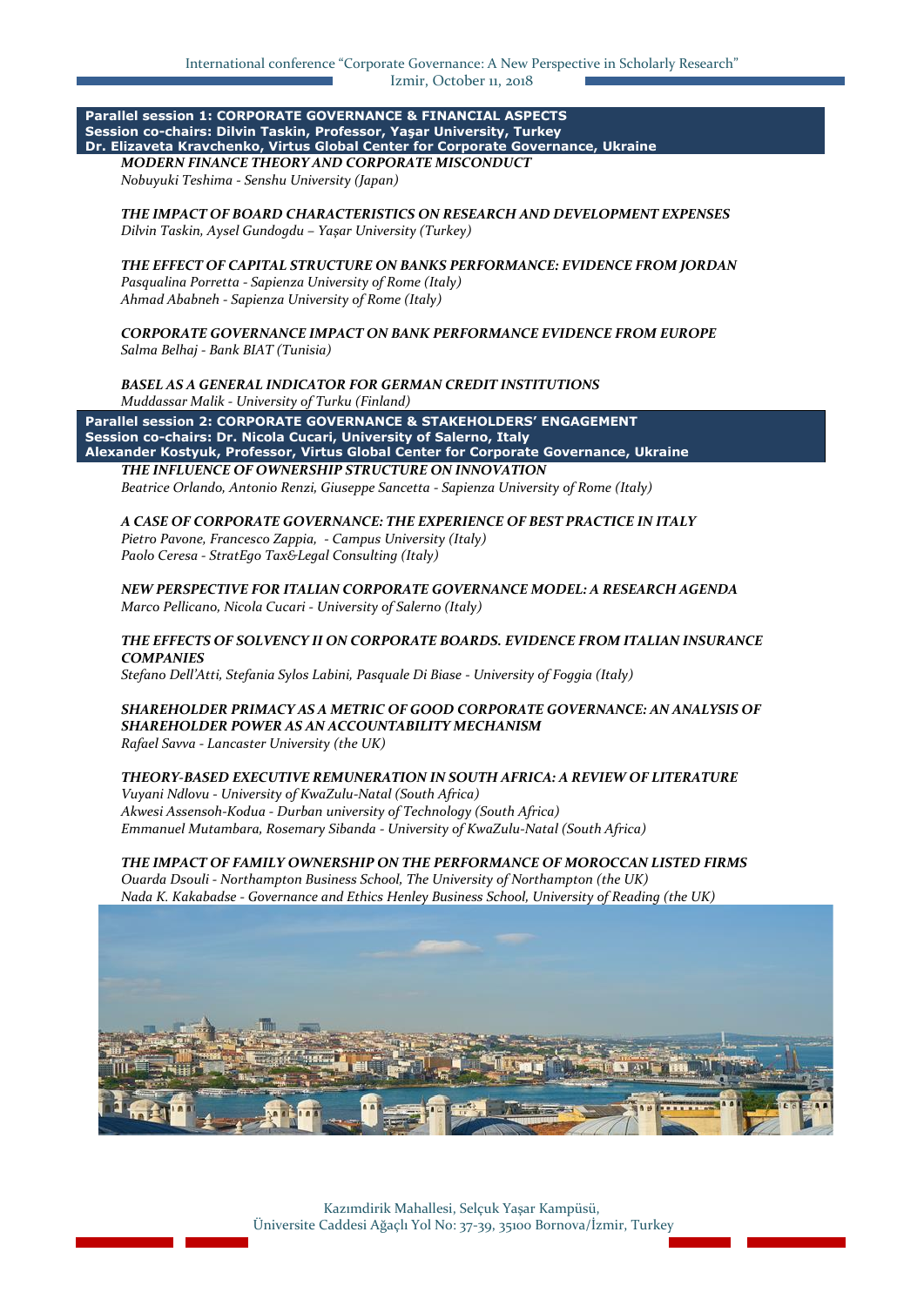## Parallel session 1: CORPORATE GOVERNANCE & FINANCIAL ASPECTS

**Session co-chairs: Dilvin Taskin, Professor, Yaşar University, Turkey**
**Dr. Elizaveta Kravchenko, Virtus Global Center for Corporate Governance, Ukraine**

***MODERN FINANCE THEORY AND CORPORATE MISCONDUCT***
*Nobuyuki Teshima - Senshu University (Japan)*

***THE IMPACT OF BOARD CHARACTERISTICS ON RESEARCH AND DEVELOPMENT EXPENSES***
*Dilvin Taskin, Aysel Gundogdu – Yaşar University (Turkey)*

***THE EFFECT OF CAPITAL STRUCTURE ON BANKS PERFORMANCE: EVIDENCE FROM JORDAN***
*Pasqualina Porretta - Sapienza University of Rome (Italy)*
*Ahmad Ababneh - Sapienza University of Rome (Italy)*

***CORPORATE GOVERNANCE IMPACT ON BANK PERFORMANCE EVIDENCE FROM EUROPE***
*Salma Belhaj - Bank BIAT (Tunisia)*

***BASEL AS A GENERAL INDICATOR FOR GERMAN CREDIT INSTITUTIONS***
*Muddassar Malik - University of Turku (Finland)*

## Parallel session 2: CORPORATE GOVERNANCE & STAKEHOLDERS' ENGAGEMENT

**Session co-chairs: Dr. Nicola Cucari, University of Salerno, Italy**
**Alexander Kostyuk, Professor, Virtus Global Center for Corporate Governance, Ukraine**

***THE INFLUENCE OF OWNERSHIP STRUCTURE ON INNOVATION***
*Beatrice Orlando, Antonio Renzi, Giuseppe Sancetta - Sapienza University of Rome (Italy)*

***A CASE OF CORPORATE GOVERNANCE: THE EXPERIENCE OF BEST PRACTICE IN ITALY***
*Pietro Pavone, Francesco Zappia, - Campus University (Italy)*
*Paolo Ceresa - StratEgo Tax&Legal Consulting (Italy)*

***NEW PERSPECTIVE FOR ITALIAN CORPORATE GOVERNANCE MODEL: A RESEARCH AGENDA***
*Marco Pellicano, Nicola Cucari - University of Salerno (Italy)*

***THE EFFECTS OF SOLVENCY II ON CORPORATE BOARDS. EVIDENCE FROM ITALIAN INSURANCE COMPANIES***
*Stefano Dell'Atti, Stefania Sylos Labini, Pasquale Di Biase - University of Foggia (Italy)*

***SHAREHOLDER PRIMACY AS A METRIC OF GOOD CORPORATE GOVERNANCE: AN ANALYSIS OF SHAREHOLDER POWER AS AN ACCOUNTABILITY MECHANISM***
*Rafael Savva - Lancaster University (the UK)*

***THEORY-BASED EXECUTIVE REMUNERATION IN SOUTH AFRICA: A REVIEW OF LITERATURE***
*Vuyani Ndlovu - University of KwaZulu-Natal (South Africa)*
*Akwesi Assensoh-Kodua - Durban university of Technology (South Africa)*
*Emmanuel Mutambara, Rosemary Sibanda - University of KwaZulu-Natal (South Africa)*

***THE IMPACT OF FAMILY OWNERSHIP ON THE PERFORMANCE OF MOROCCAN LISTED FIRMS***
*Ouarda Dsouli - Northampton Business School, The University of Northampton (the UK)*
*Nada K. Kakabadse - Governance and Ethics Henley Business School, University of Reading (the UK)*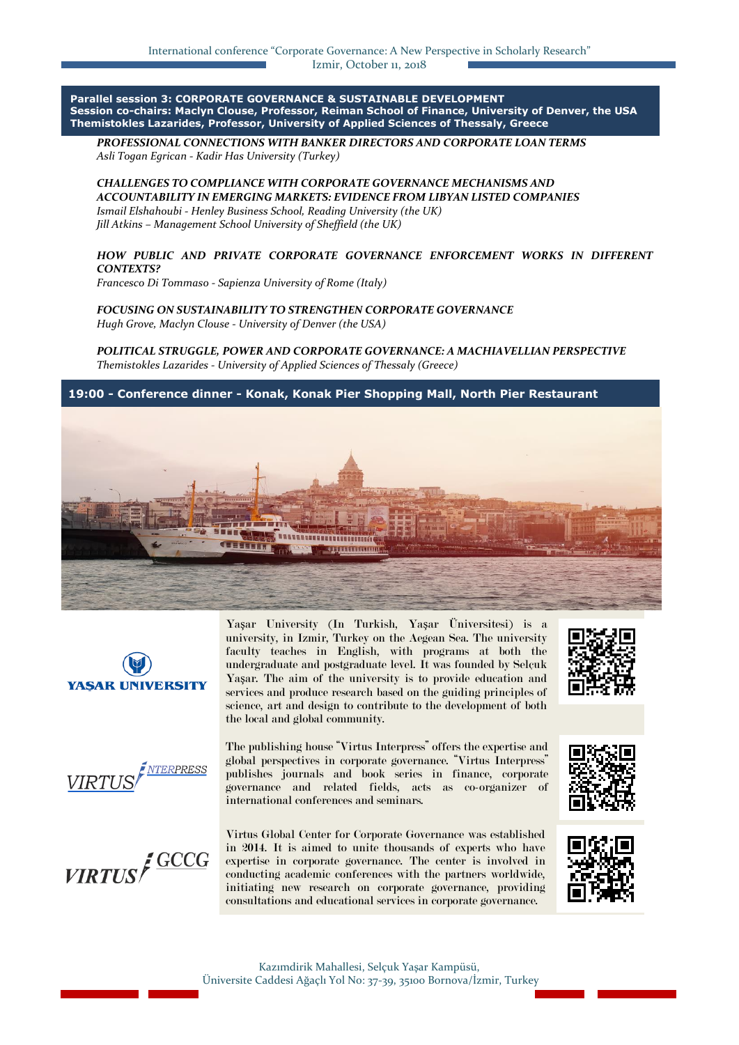**Parallel session 3: CORPORATE GOVERNANCE & SUSTAINABLE DEVELOPMENT**
**Session co-chairs: Maclyn Clouse, Professor, Reiman School of Finance, University of Denver, the USA**
**Themistokles Lazarides, Professor, University of Applied Sciences of Thessaly, Greece**

***PROFESSIONAL CONNECTIONS WITH BANKER DIRECTORS AND CORPORATE LOAN TERMS***
*Asli Togan Egrican - Kadir Has University (Turkey)*

***CHALLENGES TO COMPLIANCE WITH CORPORATE GOVERNANCE MECHANISMS AND ACCOUNTABILITY IN EMERGING MARKETS: EVIDENCE FROM LIBYAN LISTED COMPANIES***
*Ismail Elshahoubi - Henley Business School, Reading University (the UK)*
*Jill Atkins – Management School University of Sheffield (the UK)*

***HOW PUBLIC AND PRIVATE CORPORATE GOVERNANCE ENFORCEMENT WORKS IN DIFFERENT CONTEXTS?***
*Francesco Di Tommaso - Sapienza University of Rome (Italy)*

***FOCUSING ON SUSTAINABILITY TO STRENGTHEN CORPORATE GOVERNANCE***
*Hugh Grove, Maclyn Clouse - University of Denver (the USA)*

***POLITICAL STRUGGLE, POWER AND CORPORATE GOVERNANCE: A MACHIAVELLIAN PERSPECTIVE***
*Themistokles Lazarides - University of Applied Sciences of Thessaly (Greece)*

**19:00 - Conference dinner - Konak, Konak Pier Shopping Mall, North Pier Restaurant**

YAŞAR UNIVERSITY

Yaşar University (In Turkish, Yaşar Üniversitesi) is a university, in Izmir, Turkey on the Aegean Sea. The university faculty teaches in English, with programs at both the undergraduate and postgraduate level. It was founded by Selçuk Yaşar. The aim of the university is to provide education and services and produce research based on the guiding principles of science, art and design to contribute to the development of both the local and global community.

VIRTUS INTERPRESS

The publishing house "Virtus Interpress" offers the expertise and global perspectives in corporate governance. "Virtus Interpress" publishes journals and book series in finance, corporate governance and related fields, acts as co-organizer of international conferences and seminars.

VIRTUS GCCG

Virtus Global Center for Corporate Governance was established in 2014. It is aimed to unite thousands of experts who have expertise in corporate governance. The center is involved in conducting academic conferences with the partners worldwide, initiating new research on corporate governance, providing consultations and educational services in corporate governance.

Kazımdirik Mahallesi, Selçuk Yaşar Kampüsü,
Üniversite Caddesi Ağaçlı Yol No: 37-39, 35100 Bornova/İzmir, Turkey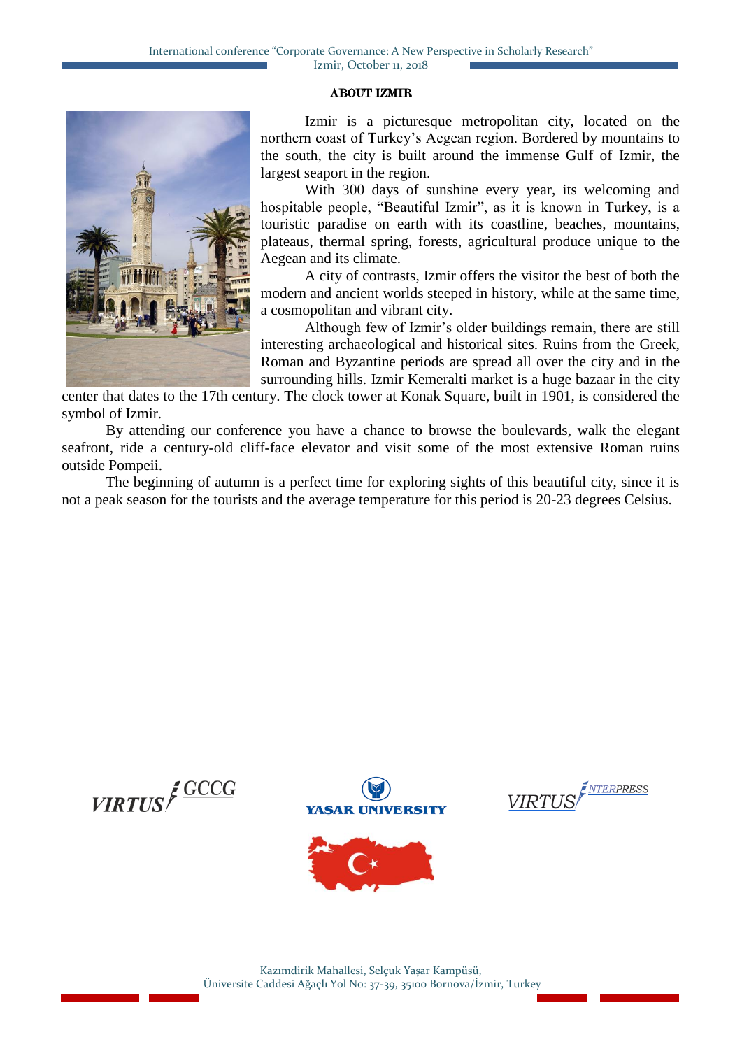## ABOUT IZMIR

Izmir is a picturesque metropolitan city, located on the northern coast of Turkey's Aegean region. Bordered by mountains to the south, the city is built around the immense Gulf of Izmir, the largest seaport in the region.

With 300 days of sunshine every year, its welcoming and hospitable people, "Beautiful Izmir", as it is known in Turkey, is a touristic paradise on earth with its coastline, beaches, mountains, plateaus, thermal spring, forests, agricultural produce unique to the Aegean and its climate.

A city of contrasts, Izmir offers the visitor the best of both the modern and ancient worlds steeped in history, while at the same time, a cosmopolitan and vibrant city.

Although few of Izmir's older buildings remain, there are still interesting archaeological and historical sites. Ruins from the Greek, Roman and Byzantine periods are spread all over the city and in the surrounding hills. Izmir Kemeralti market is a huge bazaar in the city center that dates to the 17th century. The clock tower at Konak Square, built in 1901, is considered the symbol of Izmir.

By attending our conference you have a chance to browse the boulevards, walk the elegant seafront, ride a century-old cliff-face elevator and visit some of the most extensive Roman ruins outside Pompeii.

The beginning of autumn is a perfect time for exploring sights of this beautiful city, since it is not a peak season for the tourists and the average temperature for this period is 20-23 degrees Celsius.

VIRTUS GCCG

YAŞAR UNIVERSITY

VIRTUS INTERPRESS

Kazımdirik Mahallesi, Selçuk Yaşar Kampüsü,
Üniversite Caddesi Ağaçlı Yol No: 37-39, 35100 Bornova/İzmir, Turkey